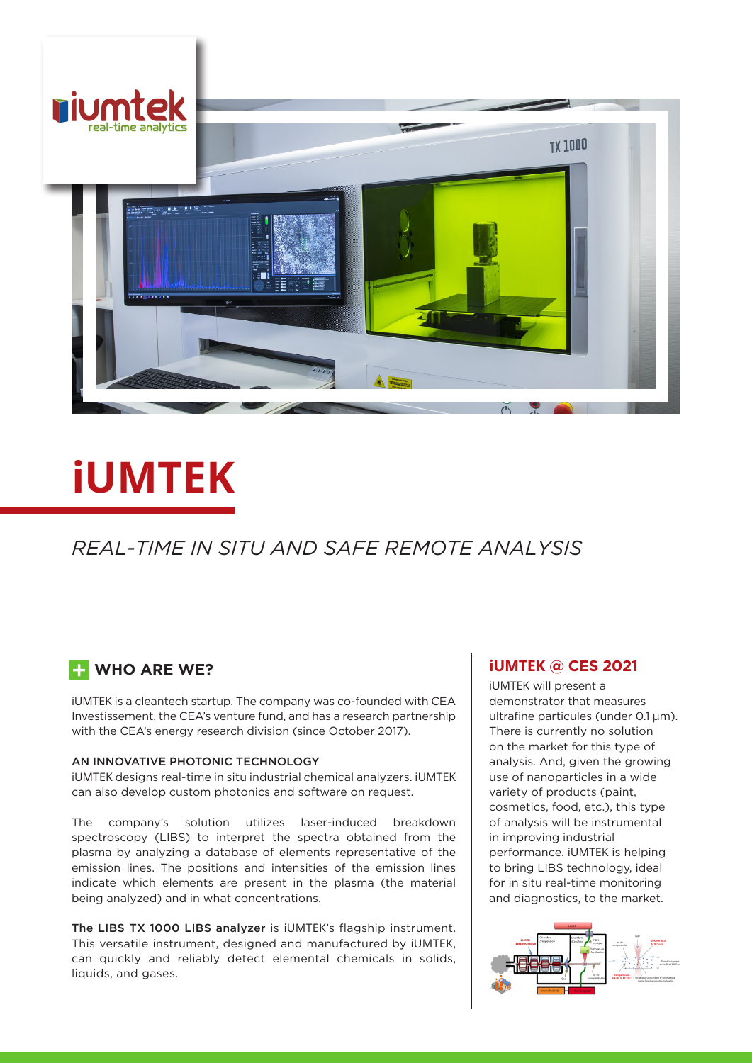# iUMTEK

*REAL-TIME IN SITU AND SAFE REMOTE ANALYSIS*

## WHO ARE WE?

iUMTEK is a cleantech startup. The company was co-founded with CEA Investissement, the CEA's venture fund, and has a research partnership with the CEA's energy research division (since October 2017).

### AN INNOVATIVE PHOTONIC TECHNOLOGY

iUMTEK designs real-time in situ industrial chemical analyzers. iUMTEK can also develop custom photonics and software on request.

The company's solution utilizes laser-induced breakdown spectroscopy (LIBS) to interpret the spectra obtained from the plasma by analyzing a database of elements representative of the emission lines. The positions and intensities of the emission lines indicate which elements are present in the plasma (the material being analyzed) and in what concentrations.

**The LIBS TX 1000 LIBS analyzer** is iUMTEK's flagship instrument. This versatile instrument, designed and manufactured by iUMTEK, can quickly and reliably detect elemental chemicals in solids, liquids, and gases.

## iUMTEK @ CES 2021

iUMTEK will present a demonstrator that measures ultrafine particles (under 0.1 µm). There is currently no solution on the market for this type of analysis. And, given the growing use of nanoparticles in a wide variety of products (paint, cosmetics, food, etc.), this type of analysis will be instrumental in improving industrial performance. iUMTEK is helping to bring LIBS technology, ideal for in situ real-time monitoring and diagnostics, to the market.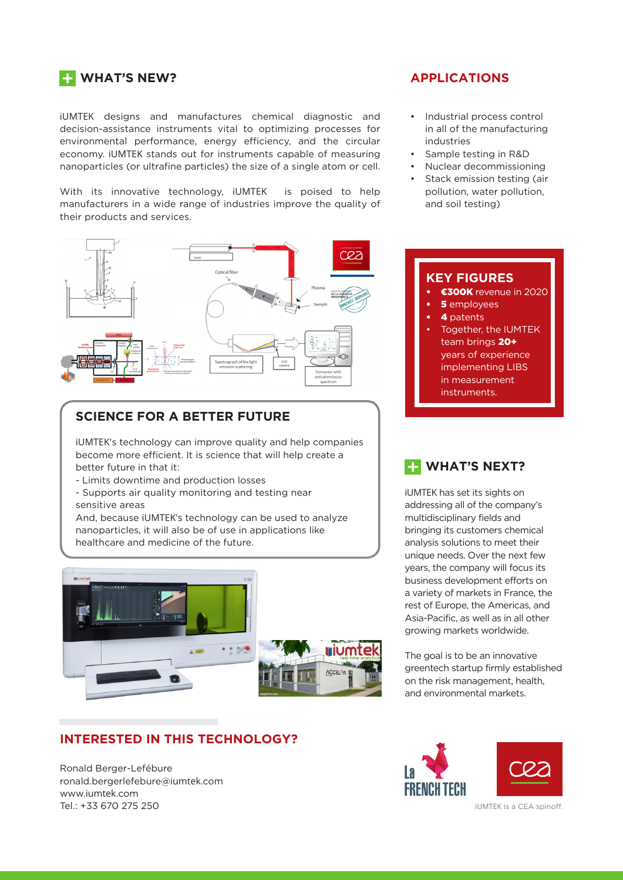## WHAT'S NEW?

iUMTEK designs and manufactures chemical diagnostic and decision-assistance instruments vital to optimizing processes for environmental performance, energy efficiency, and the circular economy. iUMTEK stands out for instruments capable of measuring nanoparticles (or ultrafine particles) the size of a single atom or cell.

With its innovative technology, iUMTEK is poised to help manufacturers in a wide range of industries improve the quality of their products and services.

## SCIENCE FOR A BETTER FUTURE

iUMTEK's technology can improve quality and help companies become more efficient. It is science that will help create a better future in that it:

- Limits downtime and production losses
- Supports air quality monitoring and testing near sensitive areas

And, because iUMTEK's technology can be used to analyze nanoparticles, it will also be of use in applications like healthcare and medicine of the future.

## INTERESTED IN THIS TECHNOLOGY?

Ronald Berger-Lefébure
ronald.bergerlefebure@iumtek.com
www.iumtek.com
Tel.: +33 670 275 250

## APPLICATIONS

- Industrial process control in all of the manufacturing industries
- Sample testing in R&D
- Nuclear decommissioning
- Stack emission testing (air pollution, water pollution, and soil testing)

## KEY FIGURES

- **€300K** revenue in 2020
- **5** employees
- **4** patents
- Together, the IUMTEK team brings **20+** years of experience implementing LIBS in measurement instruments.

## WHAT'S NEXT?

iUMTEK has set its sights on addressing all of the company's multidisciplinary fields and bringing its customers chemical analysis solutions to meet their unique needs. Over the next few years, the company will focus its business development efforts on a variety of markets in France, the rest of Europe, the Americas, and Asia-Pacific, as well as in all other growing markets worldwide.

The goal is to be an innovative greentech startup firmly established on the risk management, health, and environmental markets.

iUMTEK is a CEA spinoff.